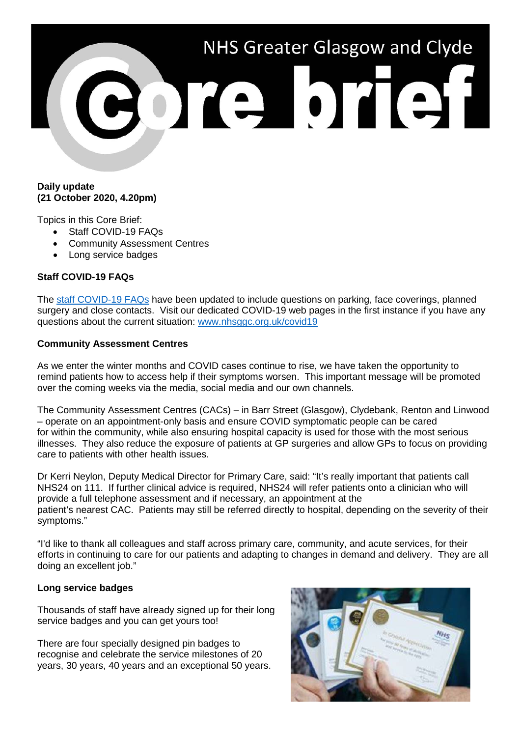# NHS Greater Glasgow and Clyde Core brief

**Daily update**
**(21 October 2020, 4.20pm)**

Topics in this Core Brief:

- Staff COVID-19 FAQs
- Community Assessment Centres
- Long service badges

**Staff COVID-19 FAQs**

The staff COVID-19 FAQs have been updated to include questions on parking, face coverings, planned surgery and close contacts. Visit our dedicated COVID-19 web pages in the first instance if you have any questions about the current situation: www.nhsggc.org.uk/covid19

**Community Assessment Centres**

As we enter the winter months and COVID cases continue to rise, we have taken the opportunity to remind patients how to access help if their symptoms worsen. This important message will be promoted over the coming weeks via the media, social media and our own channels.

The Community Assessment Centres (CACs) – in Barr Street (Glasgow), Clydebank, Renton and Linwood – operate on an appointment-only basis and ensure COVID symptomatic people can be cared for within the community, while also ensuring hospital capacity is used for those with the most serious illnesses. They also reduce the exposure of patients at GP surgeries and allow GPs to focus on providing care to patients with other health issues.

Dr Kerri Neylon, Deputy Medical Director for Primary Care, said: "It's really important that patients call NHS24 on 111. If further clinical advice is required, NHS24 will refer patients onto a clinician who will provide a full telephone assessment and if necessary, an appointment at the patient's nearest CAC. Patients may still be referred directly to hospital, depending on the severity of their symptoms."

"I'd like to thank all colleagues and staff across primary care, community, and acute services, for their efforts in continuing to care for our patients and adapting to changes in demand and delivery. They are all doing an excellent job."

**Long service badges**

Thousands of staff have already signed up for their long service badges and you can get yours too!

There are four specially designed pin badges to recognise and celebrate the service milestones of 20 years, 30 years, 40 years and an exceptional 50 years.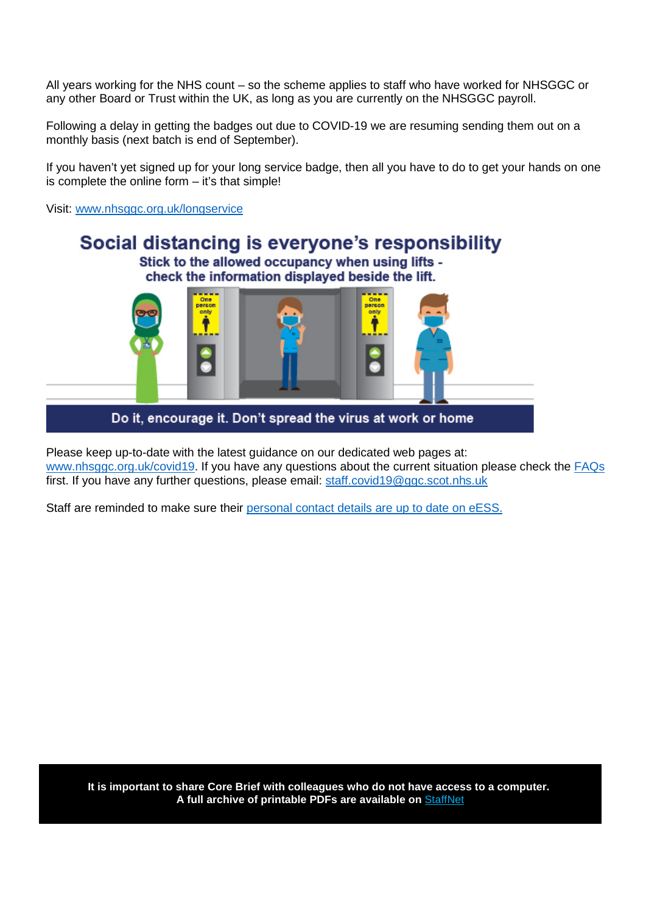All years working for the NHS count – so the scheme applies to staff who have worked for NHSGGC or any other Board or Trust within the UK, as long as you are currently on the NHSGGC payroll.

Following a delay in getting the badges out due to COVID-19 we are resuming sending them out on a monthly basis (next batch is end of September).

If you haven't yet signed up for your long service badge, then all you have to do to get your hands on one is complete the online form – it's that simple!

Visit: [www.nhsggc.org.uk/longservice](www.nhsggc.org.uk/longservice)

## Social distancing is everyone's responsibility

**Stick to the allowed occupancy when using lifts - check the information displayed beside the lift.**

One person only

One person only

**Do it, encourage it. Don't spread the virus at work or home**

Please keep up-to-date with the latest guidance on our dedicated web pages at: [www.nhsggc.org.uk/covid19](www.nhsggc.org.uk/covid19). If you have any questions about the current situation please check the [FAQs](FAQs) first. If you have any further questions, please email: [staff.covid19@ggc.scot.nhs.uk](mailto:staff.covid19@ggc.scot.nhs.uk)

Staff are reminded to make sure their [personal contact details are up to date on eESS.](personal contact details are up to date on eESS.)

**It is important to share Core Brief with colleagues who do not have access to a computer.**
**A full archive of printable PDFs are available on [StaffNet](StaffNet)**